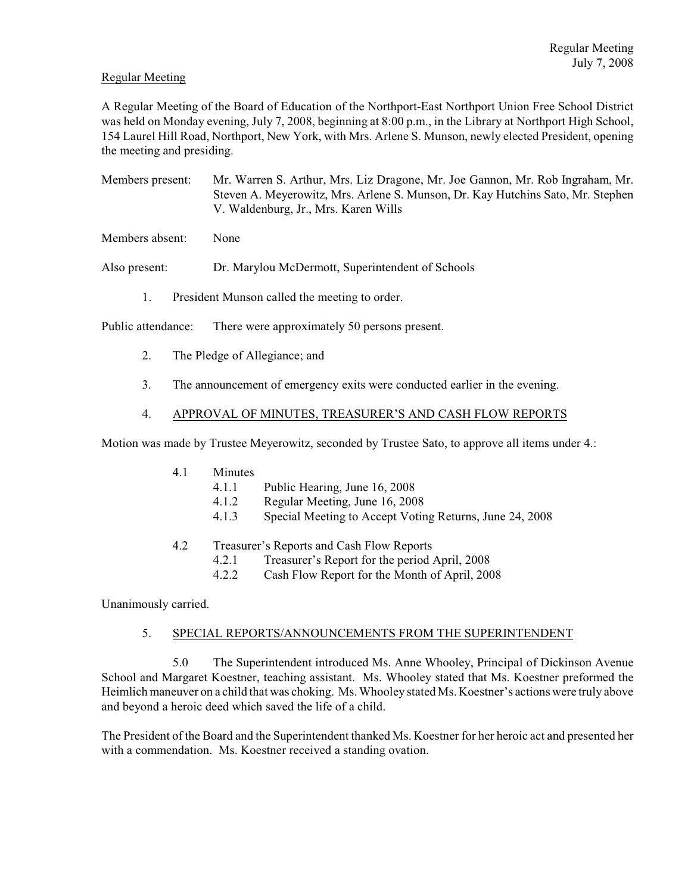Regular Meeting

A Regular Meeting of the Board of Education of the Northport-East Northport Union Free School District was held on Monday evening, July 7, 2008, beginning at 8:00 p.m., in the Library at Northport High School, 154 Laurel Hill Road, Northport, New York, with Mrs. Arlene S. Munson, newly elected President, opening the meeting and presiding.

Members present: Mr. Warren S. Arthur, Mrs. Liz Dragone, Mr. Joe Gannon, Mr. Rob Ingraham, Mr. Steven A. Meyerowitz, Mrs. Arlene S. Munson, Dr. Kay Hutchins Sato, Mr. Stephen V. Waldenburg, Jr., Mrs. Karen Wills

Members absent: None

Also present: Dr. Marylou McDermott, Superintendent of Schools

1. President Munson called the meeting to order.

Public attendance: There were approximately 50 persons present.

2. The Pledge of Allegiance; and

3. The announcement of emergency exits were conducted earlier in the evening.

4. APPROVAL OF MINUTES, TREASURER'S AND CASH FLOW REPORTS

Motion was made by Trustee Meyerowitz, seconded by Trustee Sato, to approve all items under 4.:

- 4.1 Minutes
  - 4.1.1 Public Hearing, June 16, 2008
  - 4.1.2 Regular Meeting, June 16, 2008
  - 4.1.3 Special Meeting to Accept Voting Returns, June 24, 2008
- 4.2 Treasurer's Reports and Cash Flow Reports
  - 4.2.1 Treasurer's Report for the period April, 2008
  - 4.2.2 Cash Flow Report for the Month of April, 2008

Unanimously carried.

5. SPECIAL REPORTS/ANNOUNCEMENTS FROM THE SUPERINTENDENT

5.0 The Superintendent introduced Ms. Anne Whooley, Principal of Dickinson Avenue School and Margaret Koestner, teaching assistant. Ms. Whooley stated that Ms. Koestner preformed the Heimlich maneuver on a child that was choking. Ms. Whooley stated Ms. Koestner's actions were truly above and beyond a heroic deed which saved the life of a child.

The President of the Board and the Superintendent thanked Ms. Koestner for her heroic act and presented her with a commendation. Ms. Koestner received a standing ovation.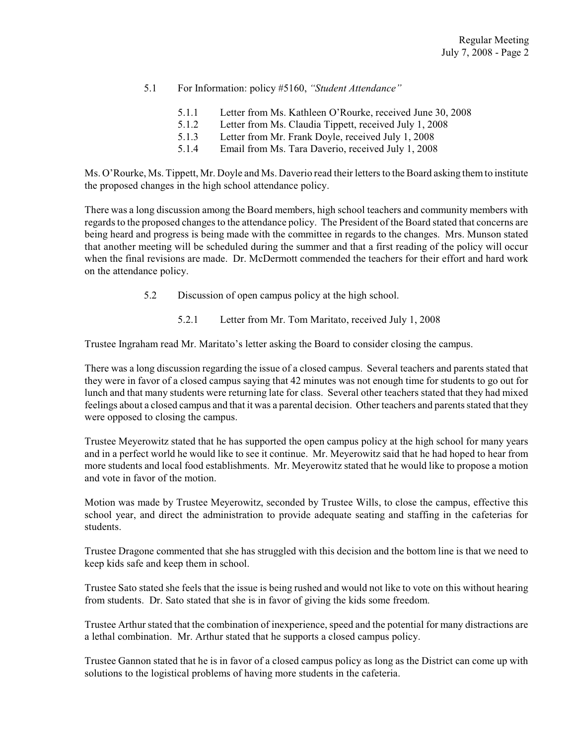5.1 For Information: policy #5160, *"Student Attendance"*

- 5.1.1 Letter from Ms. Kathleen O'Rourke, received June 30, 2008
- 5.1.2 Letter from Ms. Claudia Tippett, received July 1, 2008
- 5.1.3 Letter from Mr. Frank Doyle, received July 1, 2008
- 5.1.4 Email from Ms. Tara Daverio, received July 1, 2008

Ms. O'Rourke, Ms. Tippett, Mr. Doyle and Ms. Daverio read their letters to the Board asking them to institute the proposed changes in the high school attendance policy.

There was a long discussion among the Board members, high school teachers and community members with regards to the proposed changes to the attendance policy. The President of the Board stated that concerns are being heard and progress is being made with the committee in regards to the changes. Mrs. Munson stated that another meeting will be scheduled during the summer and that a first reading of the policy will occur when the final revisions are made. Dr. McDermott commended the teachers for their effort and hard work on the attendance policy.

5.2 Discussion of open campus policy at the high school.

- 5.2.1 Letter from Mr. Tom Maritato, received July 1, 2008

Trustee Ingraham read Mr. Maritato's letter asking the Board to consider closing the campus.

There was a long discussion regarding the issue of a closed campus. Several teachers and parents stated that they were in favor of a closed campus saying that 42 minutes was not enough time for students to go out for lunch and that many students were returning late for class. Several other teachers stated that they had mixed feelings about a closed campus and that it was a parental decision. Other teachers and parents stated that they were opposed to closing the campus.

Trustee Meyerowitz stated that he has supported the open campus policy at the high school for many years and in a perfect world he would like to see it continue. Mr. Meyerowitz said that he had hoped to hear from more students and local food establishments. Mr. Meyerowitz stated that he would like to propose a motion and vote in favor of the motion.

Motion was made by Trustee Meyerowitz, seconded by Trustee Wills, to close the campus, effective this school year, and direct the administration to provide adequate seating and staffing in the cafeterias for students.

Trustee Dragone commented that she has struggled with this decision and the bottom line is that we need to keep kids safe and keep them in school.

Trustee Sato stated she feels that the issue is being rushed and would not like to vote on this without hearing from students. Dr. Sato stated that she is in favor of giving the kids some freedom.

Trustee Arthur stated that the combination of inexperience, speed and the potential for many distractions are a lethal combination. Mr. Arthur stated that he supports a closed campus policy.

Trustee Gannon stated that he is in favor of a closed campus policy as long as the District can come up with solutions to the logistical problems of having more students in the cafeteria.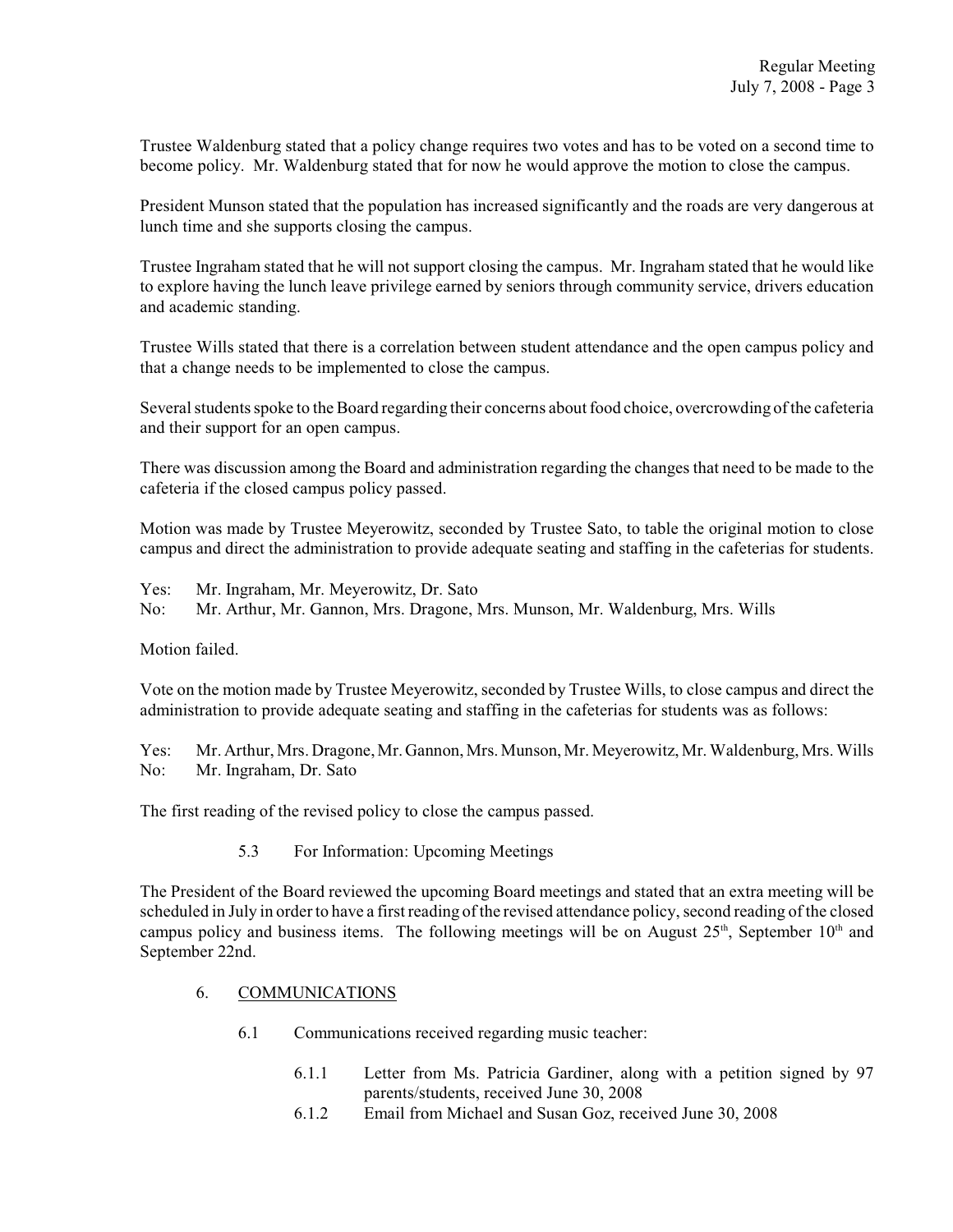Trustee Waldenburg stated that a policy change requires two votes and has to be voted on a second time to become policy. Mr. Waldenburg stated that for now he would approve the motion to close the campus.

President Munson stated that the population has increased significantly and the roads are very dangerous at lunch time and she supports closing the campus.

Trustee Ingraham stated that he will not support closing the campus. Mr. Ingraham stated that he would like to explore having the lunch leave privilege earned by seniors through community service, drivers education and academic standing.

Trustee Wills stated that there is a correlation between student attendance and the open campus policy and that a change needs to be implemented to close the campus.

Several students spoke to the Board regarding their concerns about food choice, overcrowding of the cafeteria and their support for an open campus.

There was discussion among the Board and administration regarding the changes that need to be made to the cafeteria if the closed campus policy passed.

Motion was made by Trustee Meyerowitz, seconded by Trustee Sato, to table the original motion to close campus and direct the administration to provide adequate seating and staffing in the cafeterias for students.

Yes: Mr. Ingraham, Mr. Meyerowitz, Dr. Sato
No: Mr. Arthur, Mr. Gannon, Mrs. Dragone, Mrs. Munson, Mr. Waldenburg, Mrs. Wills

Motion failed.

Vote on the motion made by Trustee Meyerowitz, seconded by Trustee Wills, to close campus and direct the administration to provide adequate seating and staffing in the cafeterias for students was as follows:

Yes: Mr. Arthur, Mrs. Dragone, Mr. Gannon, Mrs. Munson, Mr. Meyerowitz, Mr. Waldenburg, Mrs. Wills
No: Mr. Ingraham, Dr. Sato

The first reading of the revised policy to close the campus passed.

5.3 For Information: Upcoming Meetings

The President of the Board reviewed the upcoming Board meetings and stated that an extra meeting will be scheduled in July in order to have a first reading of the revised attendance policy, second reading of the closed campus policy and business items. The following meetings will be on August 25th, September 10th and September 22nd.

6. COMMUNICATIONS

6.1 Communications received regarding music teacher:

6.1.1 Letter from Ms. Patricia Gardiner, along with a petition signed by 97 parents/students, received June 30, 2008

6.1.2 Email from Michael and Susan Goz, received June 30, 2008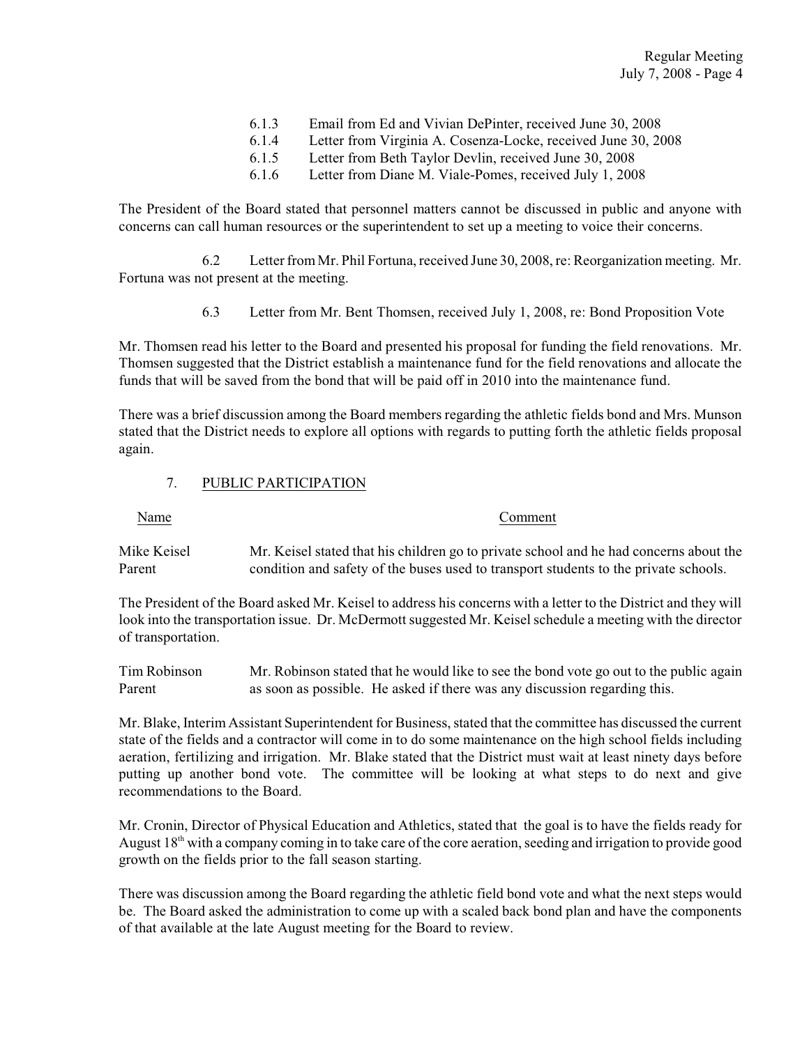6.1.3 Email from Ed and Vivian DePinter, received June 30, 2008
6.1.4 Letter from Virginia A. Cosenza-Locke, received June 30, 2008
6.1.5 Letter from Beth Taylor Devlin, received June 30, 2008
6.1.6 Letter from Diane M. Viale-Pomes, received July 1, 2008

The President of the Board stated that personnel matters cannot be discussed in public and anyone with concerns can call human resources or the superintendent to set up a meeting to voice their concerns.

6.2 Letter from Mr. Phil Fortuna, received June 30, 2008, re: Reorganization meeting. Mr. Fortuna was not present at the meeting.

6.3 Letter from Mr. Bent Thomsen, received July 1, 2008, re: Bond Proposition Vote

Mr. Thomsen read his letter to the Board and presented his proposal for funding the field renovations. Mr. Thomsen suggested that the District establish a maintenance fund for the field renovations and allocate the funds that will be saved from the bond that will be paid off in 2010 into the maintenance fund.

There was a brief discussion among the Board members regarding the athletic fields bond and Mrs. Munson stated that the District needs to explore all options with regards to putting forth the athletic fields proposal again.

## 7. PUBLIC PARTICIPATION

| Name | Comment |
|---|---|
| Mike Keisel<br>Parent | Mr. Keisel stated that his children go to private school and he had concerns about the condition and safety of the buses used to transport students to the private schools. |

The President of the Board asked Mr. Keisel to address his concerns with a letter to the District and they will look into the transportation issue. Dr. McDermott suggested Mr. Keisel schedule a meeting with the director of transportation.

| Name | Comment |
|---|---|
| Tim Robinson<br>Parent | Mr. Robinson stated that he would like to see the bond vote go out to the public again as soon as possible. He asked if there was any discussion regarding this. |

Mr. Blake, Interim Assistant Superintendent for Business, stated that the committee has discussed the current state of the fields and a contractor will come in to do some maintenance on the high school fields including aeration, fertilizing and irrigation. Mr. Blake stated that the District must wait at least ninety days before putting up another bond vote. The committee will be looking at what steps to do next and give recommendations to the Board.

Mr. Cronin, Director of Physical Education and Athletics, stated that the goal is to have the fields ready for August 18th with a company coming in to take care of the core aeration, seeding and irrigation to provide good growth on the fields prior to the fall season starting.

There was discussion among the Board regarding the athletic field bond vote and what the next steps would be. The Board asked the administration to come up with a scaled back bond plan and have the components of that available at the late August meeting for the Board to review.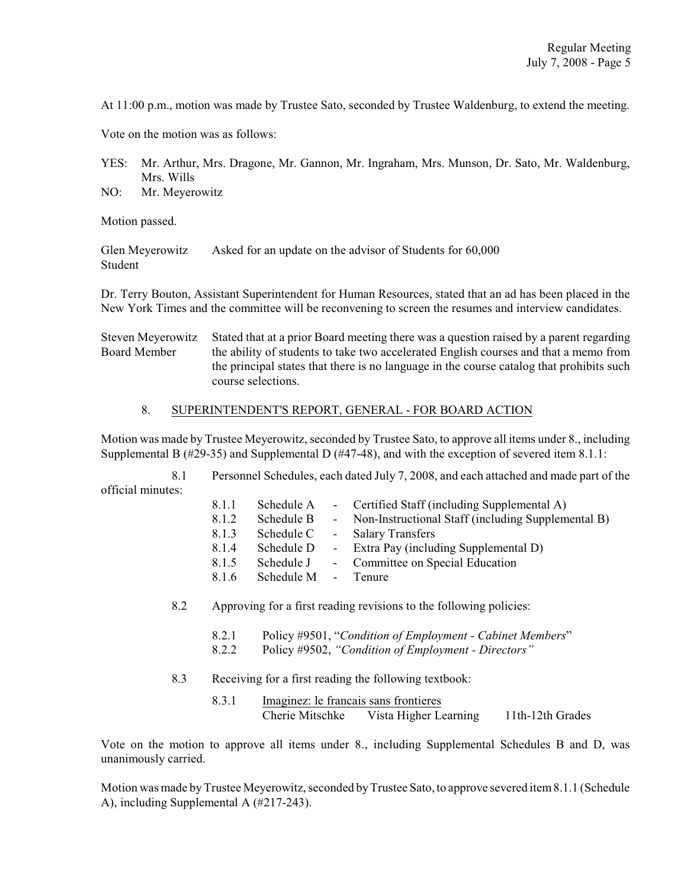At 11:00 p.m., motion was made by Trustee Sato, seconded by Trustee Waldenburg, to extend the meeting.

Vote on the motion was as follows:

YES: Mr. Arthur, Mrs. Dragone, Mr. Gannon, Mr. Ingraham, Mrs. Munson, Dr. Sato, Mr. Waldenburg, Mrs. Wills
NO: Mr. Meyerowitz

Motion passed.

Glen Meyerowitz
Student

Asked for an update on the advisor of Students for 60,000

Dr. Terry Bouton, Assistant Superintendent for Human Resources, stated that an ad has been placed in the New York Times and the committee will be reconvening to screen the resumes and interview candidates.

Steven Meyerowitz
Board Member

Stated that at a prior Board meeting there was a question raised by a parent regarding the ability of students to take two accelerated English courses and that a memo from the principal states that there is no language in the course catalog that prohibits such course selections.

## 8. SUPERINTENDENT'S REPORT, GENERAL - FOR BOARD ACTION

Motion was made by Trustee Meyerowitz, seconded by Trustee Sato, to approve all items under 8., including Supplemental B (#29-35) and Supplemental D (#47-48), and with the exception of severed item 8.1.1:

8.1 Personnel Schedules, each dated July 7, 2008, and each attached and made part of the official minutes:

- 8.1.1 Schedule A - Certified Staff (including Supplemental A)
- 8.1.2 Schedule B - Non-Instructional Staff (including Supplemental B)
- 8.1.3 Schedule C - Salary Transfers
- 8.1.4 Schedule D - Extra Pay (including Supplemental D)
- 8.1.5 Schedule J - Committee on Special Education
- 8.1.6 Schedule M - Tenure

8.2 Approving for a first reading revisions to the following policies:

- 8.2.1 Policy #9501, "*Condition of Employment - Cabinet Members*"
- 8.2.2 Policy #9502, *"Condition of Employment - Directors"*

8.3 Receiving for a first reading the following textbook:

- 8.3.1 Imaginez: le francais sans frontieres
  Cherie Mitschke Vista Higher Learning 11th-12th Grades

Vote on the motion to approve all items under 8., including Supplemental Schedules B and D, was unanimously carried.

Motion was made by Trustee Meyerowitz, seconded by Trustee Sato, to approve severed item 8.1.1 (Schedule A), including Supplemental A (#217-243).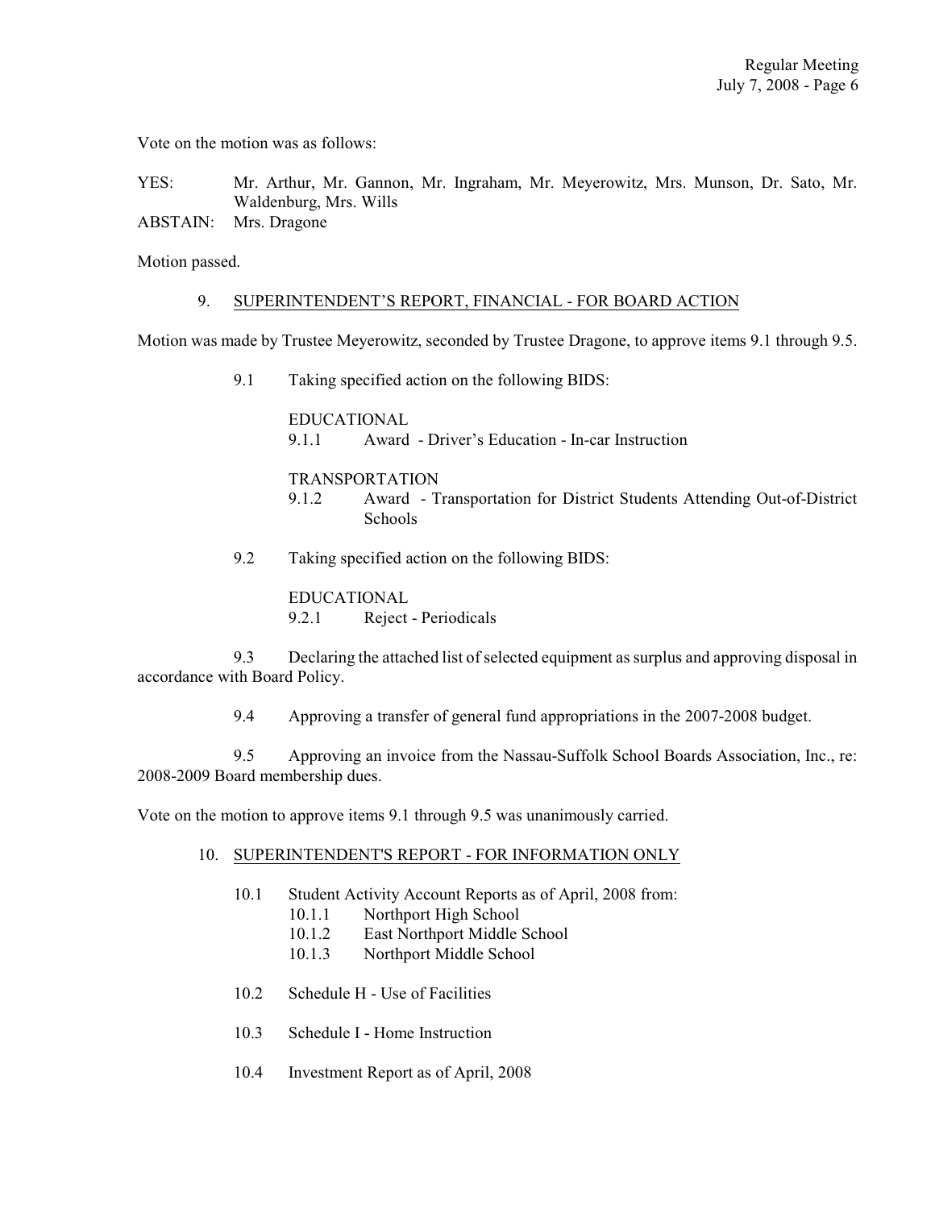Vote on the motion was as follows:

YES: Mr. Arthur, Mr. Gannon, Mr. Ingraham, Mr. Meyerowitz, Mrs. Munson, Dr. Sato, Mr. Waldenburg, Mrs. Wills

ABSTAIN: Mrs. Dragone

Motion passed.

9. SUPERINTENDENT'S REPORT, FINANCIAL - FOR BOARD ACTION

Motion was made by Trustee Meyerowitz, seconded by Trustee Dragone, to approve items 9.1 through 9.5.

9.1 Taking specified action on the following BIDS:

EDUCATIONAL

9.1.1 Award - Driver's Education - In-car Instruction

TRANSPORTATION

9.1.2 Award - Transportation for District Students Attending Out-of-District Schools

9.2 Taking specified action on the following BIDS:

EDUCATIONAL

9.2.1 Reject - Periodicals

9.3 Declaring the attached list of selected equipment as surplus and approving disposal in accordance with Board Policy.

9.4 Approving a transfer of general fund appropriations in the 2007-2008 budget.

9.5 Approving an invoice from the Nassau-Suffolk School Boards Association, Inc., re: 2008-2009 Board membership dues.

Vote on the motion to approve items 9.1 through 9.5 was unanimously carried.

10. SUPERINTENDENT'S REPORT - FOR INFORMATION ONLY

10.1 Student Activity Account Reports as of April, 2008 from:

10.1.1 Northport High School

10.1.2 East Northport Middle School

10.1.3 Northport Middle School

10.2 Schedule H - Use of Facilities

10.3 Schedule I - Home Instruction

10.4 Investment Report as of April, 2008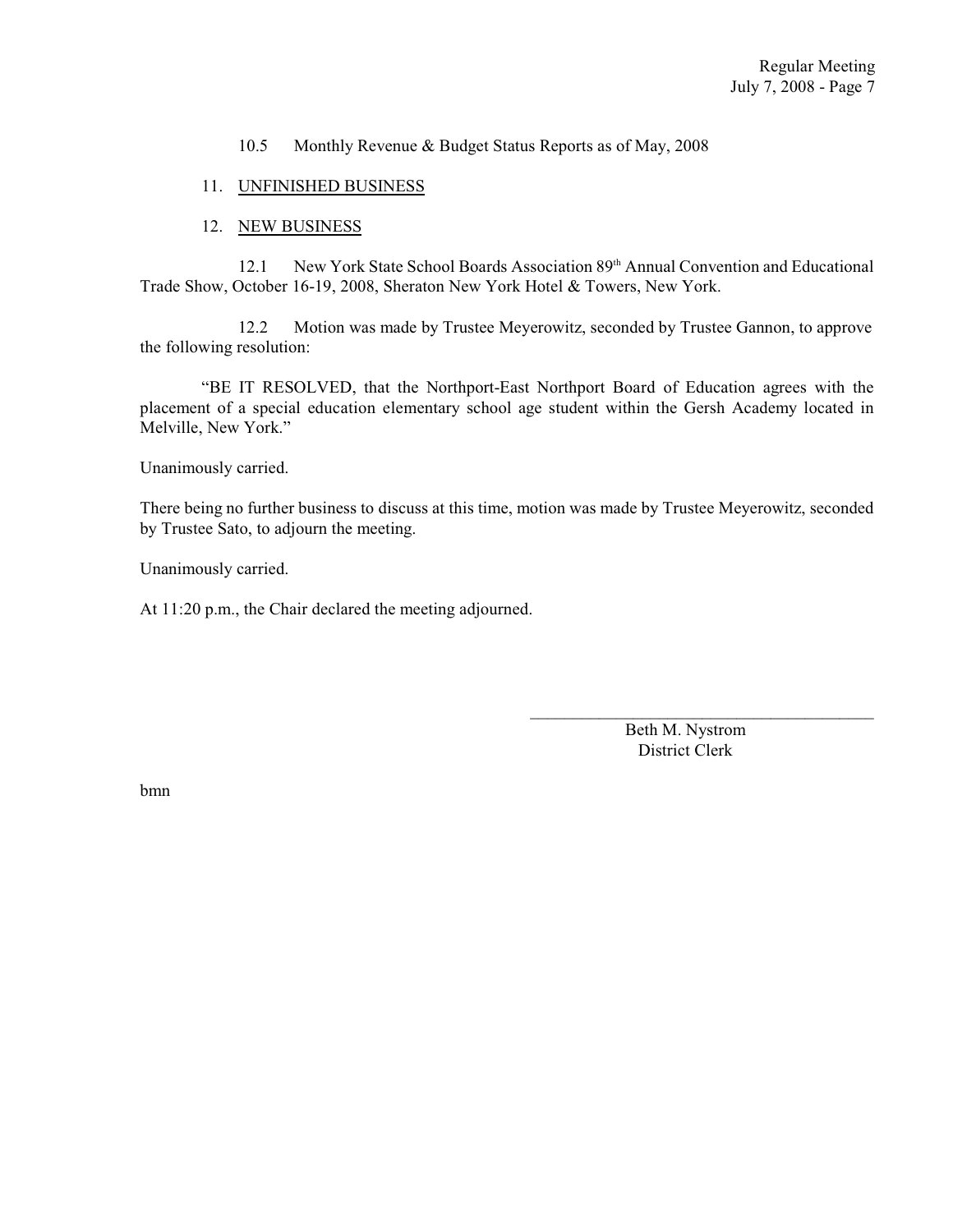10.5 Monthly Revenue & Budget Status Reports as of May, 2008

11. UNFINISHED BUSINESS

12. NEW BUSINESS

12.1 New York State School Boards Association 89th Annual Convention and Educational Trade Show, October 16-19, 2008, Sheraton New York Hotel & Towers, New York.

12.2 Motion was made by Trustee Meyerowitz, seconded by Trustee Gannon, to approve the following resolution:

"BE IT RESOLVED, that the Northport-East Northport Board of Education agrees with the placement of a special education elementary school age student within the Gersh Academy located in Melville, New York."

Unanimously carried.

There being no further business to discuss at this time, motion was made by Trustee Meyerowitz, seconded by Trustee Sato, to adjourn the meeting.

Unanimously carried.

At 11:20 p.m., the Chair declared the meeting adjourned.

\_\_\_\_\_\_\_\_\_\_\_\_\_\_\_\_\_\_\_\_\_\_\_\_\_\_\_\_\_\_\_\_\_\_\_\_\_\_\_\_

Beth M. Nystrom
District Clerk

bmn